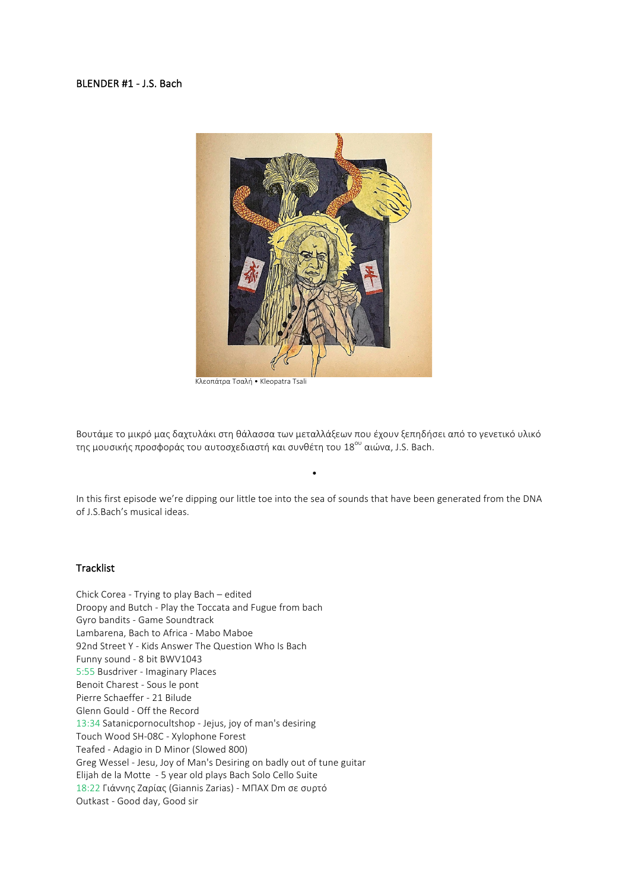BLENDER #1 - J.S. Bach

Κλεοπάτρα Τσαλή • Kleopatra Tsali

Βουτάμε το μικρό μας δαχτυλάκι στη θάλασσα των μεταλλάξεων που έχουν ξεπηδήσει από το γενετικό υλικό της μουσικής προσφοράς του αυτοσχεδιαστή και συνθέτη του 18[ου] αιώνα, J.S. Bach.

•

In this first episode we're dipping our little toe into the sea of sounds that have been generated from the DNA of J.S.Bach's musical ideas.

## Tracklist

Chick Corea - Trying to play Bach – edited
Droopy and Butch - Play the Toccata and Fugue from bach
Gyro bandits - Game Soundtrack
Lambarena, Bach to Africa - Mabo Maboe
92nd Street Y - Kids Answer The Question Who Is Bach
Funny sound - 8 bit BWV1043
5:55 Busdriver - Imaginary Places
Benoit Charest - Sous le pont
Pierre Schaeffer - 21 Bilude
Glenn Gould - Off the Record
13:34 Satanicpornocultshop - Jejus, joy of man's desiring
Touch Wood SH-08C - Xylophone Forest
Teafed - Adagio in D Minor (Slowed 800)
Greg Wessel - Jesu, Joy of Man's Desiring on badly out of tune guitar
Elijah de la Motte - 5 year old plays Bach Solo Cello Suite
18:22 Γιάννης Ζαρίας (Giannis Zarias) - ΜΠΑΧ Dm σε συρτό
Outkast - Good day, Good sir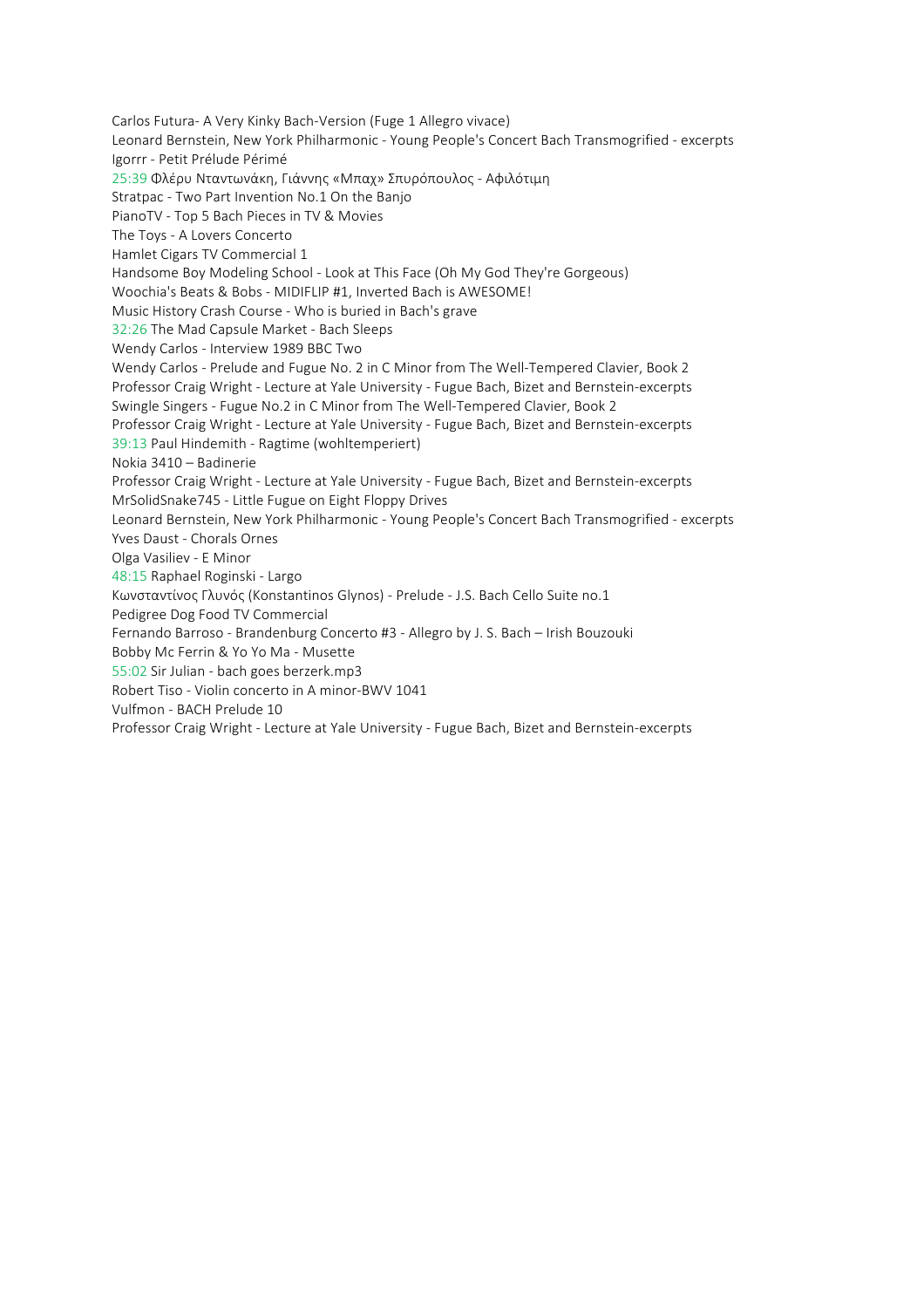Carlos Futura- A Very Kinky Bach-Version (Fuge 1 Allegro vivace)
Leonard Bernstein, New York Philharmonic - Young People's Concert Bach Transmogrified - excerpts
Igorrr - Petit Prélude Périmé
25:39 Φλέρυ Νταντωνάκη, Γιάννης «Μπαχ» Σπυρόπουλος - Αφιλότιμη
Stratpac - Two Part Invention No.1 On the Banjo
PianoTV - Top 5 Bach Pieces in TV & Movies
The Toys - A Lovers Concerto
Hamlet Cigars TV Commercial 1
Handsome Boy Modeling School - Look at This Face (Oh My God They're Gorgeous)
Woochia's Beats & Bobs - MIDIFLIP #1, Inverted Bach is AWESOME!
Music History Crash Course - Who is buried in Bach's grave
32:26 The Mad Capsule Market - Bach Sleeps
Wendy Carlos - Interview 1989 BBC Two
Wendy Carlos - Prelude and Fugue No. 2 in C Minor from The Well-Tempered Clavier, Book 2
Professor Craig Wright - Lecture at Yale University - Fugue Bach, Bizet and Bernstein-excerpts
Swingle Singers - Fugue No.2 in C Minor from The Well-Tempered Clavier, Book 2
Professor Craig Wright - Lecture at Yale University - Fugue Bach, Bizet and Bernstein-excerpts
39:13 Paul Hindemith - Ragtime (wohltemperiert)
Nokia 3410 – Badinerie
Professor Craig Wright - Lecture at Yale University - Fugue Bach, Bizet and Bernstein-excerpts
MrSolidSnake745 - Little Fugue on Eight Floppy Drives
Leonard Bernstein, New York Philharmonic - Young People's Concert Bach Transmogrified - excerpts
Yves Daust - Chorals Ornes
Olga Vasiliev - E Minor
48:15 Raphael Roginski - Largo
Κωνσταντίνος Γλυνός (Konstantinos Glynos) - Prelude - J.S. Bach Cello Suite no.1
Pedigree Dog Food TV Commercial
Fernando Barroso - Brandenburg Concerto #3 - Allegro by J. S. Bach – Irish Bouzouki
Bobby Mc Ferrin & Yo Yo Ma - Musette
55:02 Sir Julian - bach goes berzerk.mp3
Robert Tiso - Violin concerto in A minor-BWV 1041
Vulfmon - BACH Prelude 10
Professor Craig Wright - Lecture at Yale University - Fugue Bach, Bizet and Bernstein-excerpts